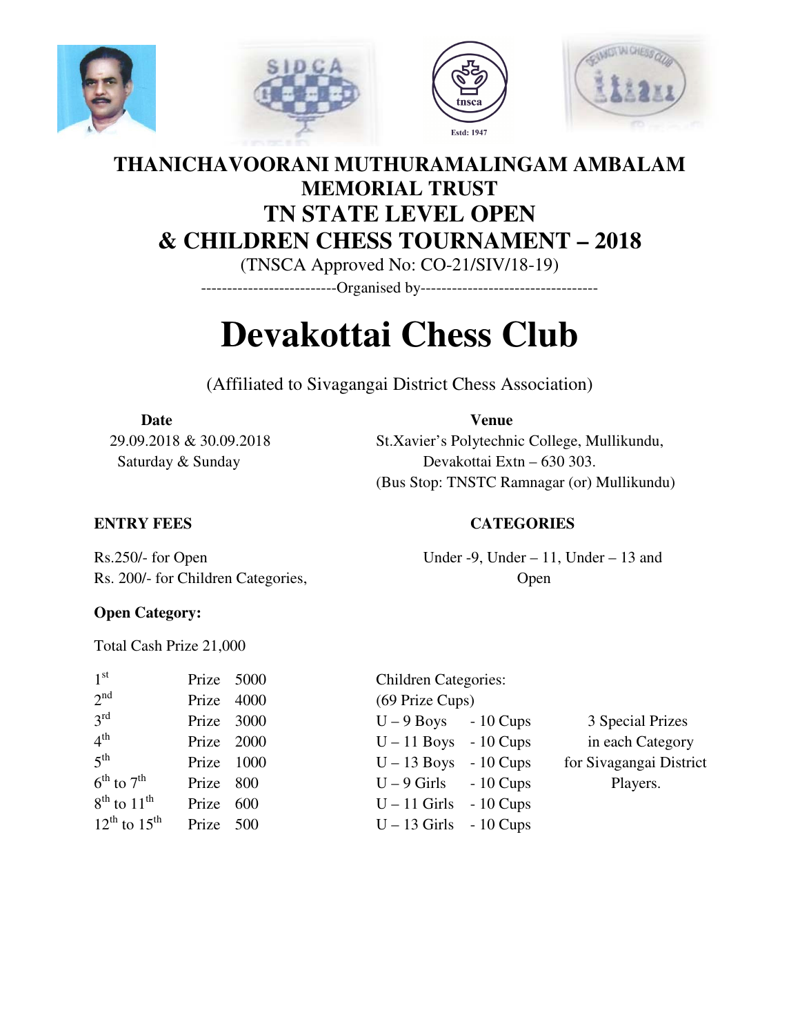# THANICHAVOORANI MUTHURAMALINGAM AMBALAM MEMORIAL TRUST

# TN STATE LEVEL OPEN & CHILDREN CHESS TOURNAMENT – 2018

(TNSCA Approved No: CO-21/SIV/18-19)

--------------------------Organised by----------------------------------

# Devakottai Chess Club

(Affiliated to Sivagangai District Chess Association)

**Date**

29.09.2018 & 30.09.2018
Saturday & Sunday

**Venue**

St.Xavier's Polytechnic College, Mullikundu,
Devakottai Extn – 630 303.
(Bus Stop: TNSTC Ramnagar (or) Mullikundu)

**ENTRY FEES**

Rs.250/- for Open
Rs. 200/- for Children Categories,

**CATEGORIES**

Under -9, Under – 11, Under – 13 and Open

**Open Category:**

Total Cash Prize 21,000

| | | |
|---|---|---|
| 1st | Prize | 5000 |
| 2nd | Prize | 4000 |
| 3rd | Prize | 3000 |
| 4th | Prize | 2000 |
| 5th | Prize | 1000 |
| 6th to 7th | Prize | 800 |
| 8th to 11th | Prize | 600 |
| 12th to 15th | Prize | 500 |

Children Categories:
(69 Prize Cups)

| | |
|---|---|
| U – 9 Boys | - 10 Cups |
| U – 11 Boys | - 10 Cups |
| U – 13 Boys | - 10 Cups |
| U – 9 Girls | - 10 Cups |
| U – 11 Girls | - 10 Cups |
| U – 13 Girls | - 10 Cups |

3 Special Prizes in each Category for Sivagangai District Players.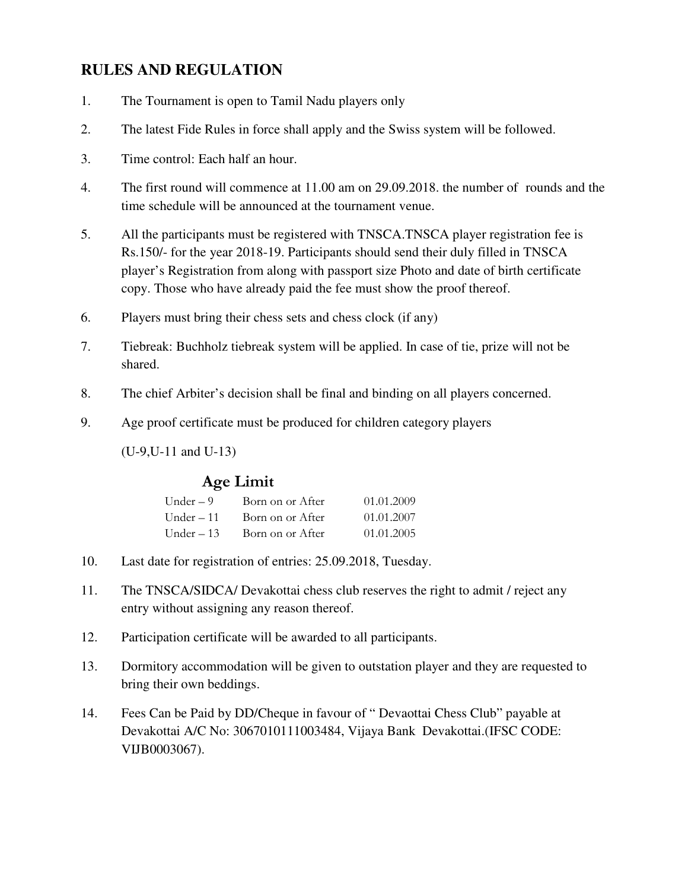## RULES AND REGULATION

1. The Tournament is open to Tamil Nadu players only

2. The latest Fide Rules in force shall apply and the Swiss system will be followed.

3. Time control: Each half an hour.

4. The first round will commence at 11.00 am on 29.09.2018. the number of rounds and the time schedule will be announced at the tournament venue.

5. All the participants must be registered with TNSCA.TNSCA player registration fee is Rs.150/- for the year 2018-19. Participants should send their duly filled in TNSCA player's Registration from along with passport size Photo and date of birth certificate copy. Those who have already paid the fee must show the proof thereof.

6. Players must bring their chess sets and chess clock (if any)

7. Tiebreak: Buchholz tiebreak system will be applied. In case of tie, prize will not be shared.

8. The chief Arbiter's decision shall be final and binding on all players concerned.

9. Age proof certificate must be produced for children category players

   (U-9,U-11 and U-13)

### Age Limit

| | | |
|---|---|---|
| Under – 9 | Born on or After | 01.01.2009 |
| Under – 11 | Born on or After | 01.01.2007 |
| Under – 13 | Born on or After | 01.01.2005 |

10. Last date for registration of entries: 25.09.2018, Tuesday.

11. The TNSCA/SIDCA/ Devakottai chess club reserves the right to admit / reject any entry without assigning any reason thereof.

12. Participation certificate will be awarded to all participants.

13. Dormitory accommodation will be given to outstation player and they are requested to bring their own beddings.

14. Fees Can be Paid by DD/Cheque in favour of " Devaottai Chess Club" payable at Devakottai A/C No: 3067010111003484, Vijaya Bank Devakottai.(IFSC CODE: VIJB0003067).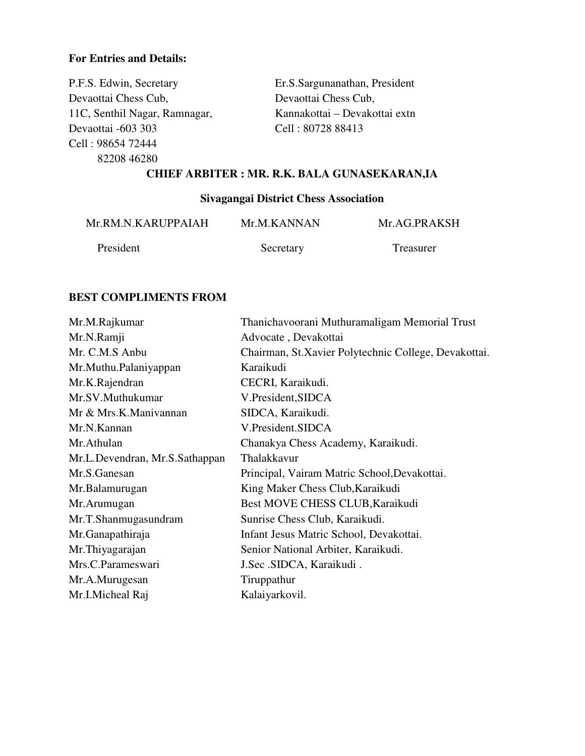**For Entries and Details:**

P.F.S. Edwin, Secretary
Devaottai Chess Cub,
11C, Senthil Nagar, Ramnagar,
Devaottai -603 303
Cell : 98654 72444
82208 46280

Er.S.Sargunanathan, President
Devaottai Chess Cub,
Kannakottai – Devakottai extn
Cell : 80728 88413

**CHIEF ARBITER : MR. R.K. BALA GUNASEKARAN,IA**

**Sivagangai District Chess Association**

| Mr.RM.N.KARUPPAIAH | Mr.M.KANNAN | Mr.AG.PRAKSH |
|---|---|---|
| President | Secretary | Treasurer |

**BEST COMPLIMENTS FROM**

| | |
|---|---|
| Mr.M.Rajkumar | Thanichavoorani Muthuramaligam Memorial Trust |
| Mr.N.Ramji | Advocate , Devakottai |
| Mr. C.M.S Anbu | Chairman, St.Xavier Polytechnic College, Devakottai. |
| Mr.Muthu.Palaniyappan | Karaikudi |
| Mr.K.Rajendran | CECRI, Karaikudi. |
| Mr.SV.Muthukumar | V.President,SIDCA |
| Mr & Mrs.K.Manivannan | SIDCA, Karaikudi. |
| Mr.N.Kannan | V.President.SIDCA |
| Mr.Athulan | Chanakya Chess Academy, Karaikudi. |
| Mr.L.Devendran, Mr.S.Sathappan | Thalakkavur |
| Mr.S.Ganesan | Principal, Vairam Matric School,Devakottai. |
| Mr.Balamurugan | King Maker Chess Club,Karaikudi |
| Mr.Arumugan | Best MOVE CHESS CLUB,Karaikudi |
| Mr.T.Shanmugasundram | Sunrise Chess Club, Karaikudi. |
| Mr.Ganapathiraja | Infant Jesus Matric School, Devakottai. |
| Mr.Thiyagarajan | Senior National Arbiter, Karaikudi. |
| Mrs.C.Parameswari | J.Sec .SIDCA, Karaikudi . |
| Mr.A.Murugesan | Tiruppathur |
| Mr.I.Micheal Raj | Kalaiyarkovil. |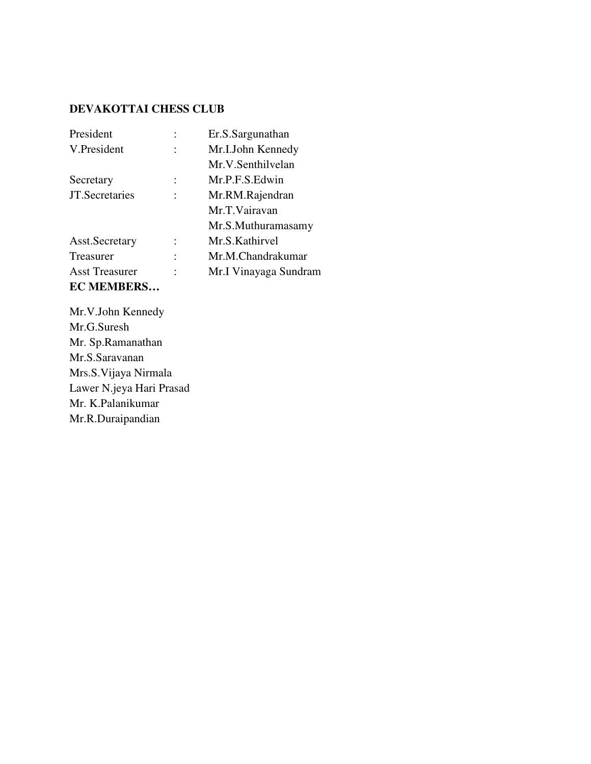**DEVAKOTTAI CHESS CLUB**

| | | |
|---|---|---|
| President | : | Er.S.Sargunathan |
| V.President | : | Mr.I.John Kennedy |
| | | Mr.V.Senthilvelan |
| Secretary | : | Mr.P.F.S.Edwin |
| JT.Secretaries | : | Mr.RM.Rajendran |
| | | Mr.T.Vairavan |
| | | Mr.S.Muthuramasamy |
| Asst.Secretary | : | Mr.S.Kathirvel |
| Treasurer | : | Mr.M.Chandrakumar |
| Asst Treasurer | : | Mr.I Vinayaga Sundram |

**EC MEMBERS…**

Mr.V.John Kennedy
Mr.G.Suresh
Mr. Sp.Ramanathan
Mr.S.Saravanan
Mrs.S.Vijaya Nirmala
Lawer N.jeya Hari Prasad
Mr. K.Palanikumar
Mr.R.Duraipandian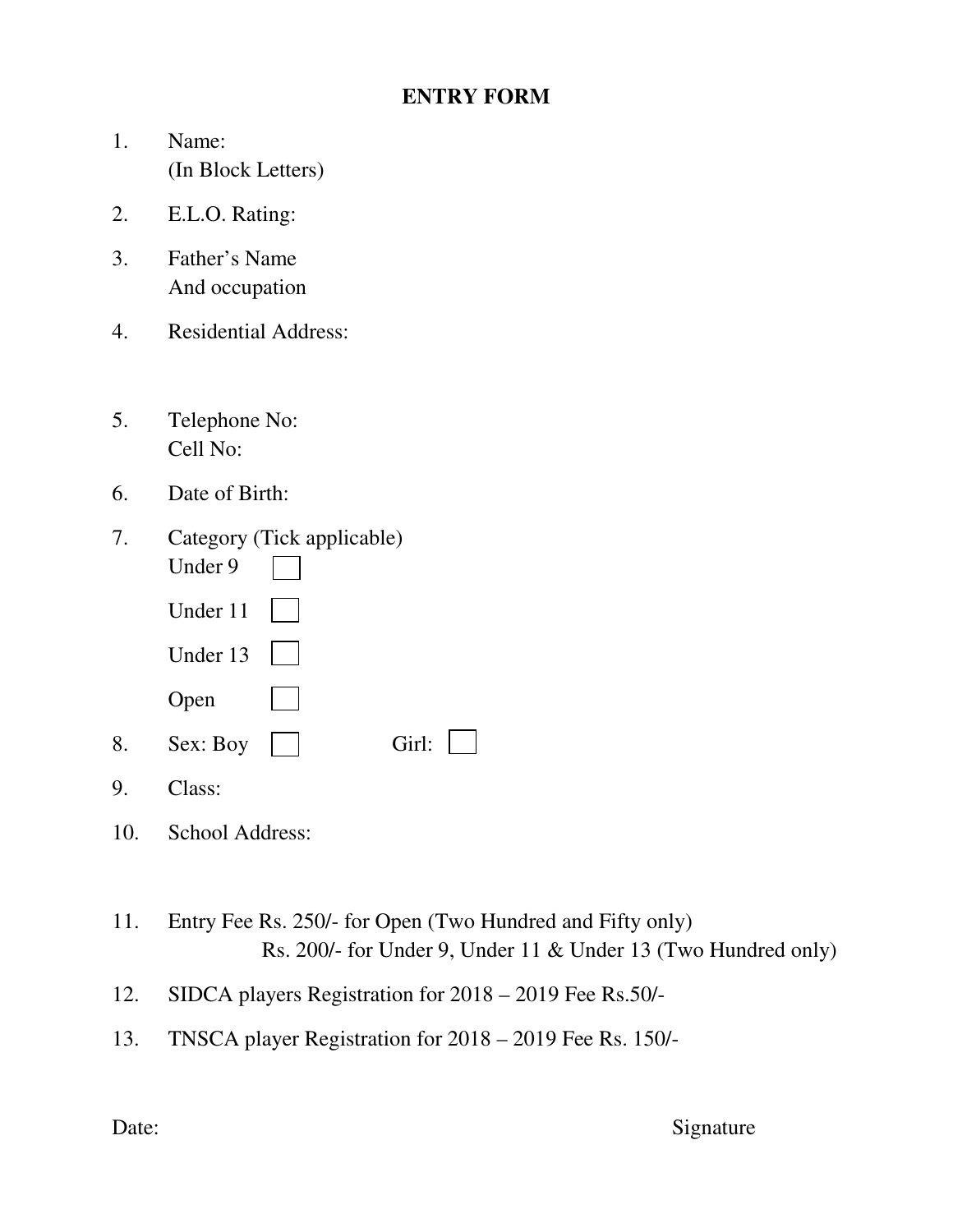# ENTRY FORM

1. Name:
   (In Block Letters)

2. E.L.O. Rating:

3. Father's Name
   And occupation

4. Residential Address:

5. Telephone No:
   Cell No:

6. Date of Birth:

7. Category (Tick applicable)
   - Under 9 ☐
   - Under 11 ☐
   - Under 13 ☐
   - Open ☐

8. Sex: Boy ☐ Girl: ☐

9. Class:

10. School Address:

11. Entry Fee Rs. 250/- for Open (Two Hundred and Fifty only)
    Rs. 200/- for Under 9, Under 11 & Under 13 (Two Hundred only)

12. SIDCA players Registration for 2018 – 2019 Fee Rs.50/-

13. TNSCA player Registration for 2018 – 2019 Fee Rs. 150/-

Date: Signature